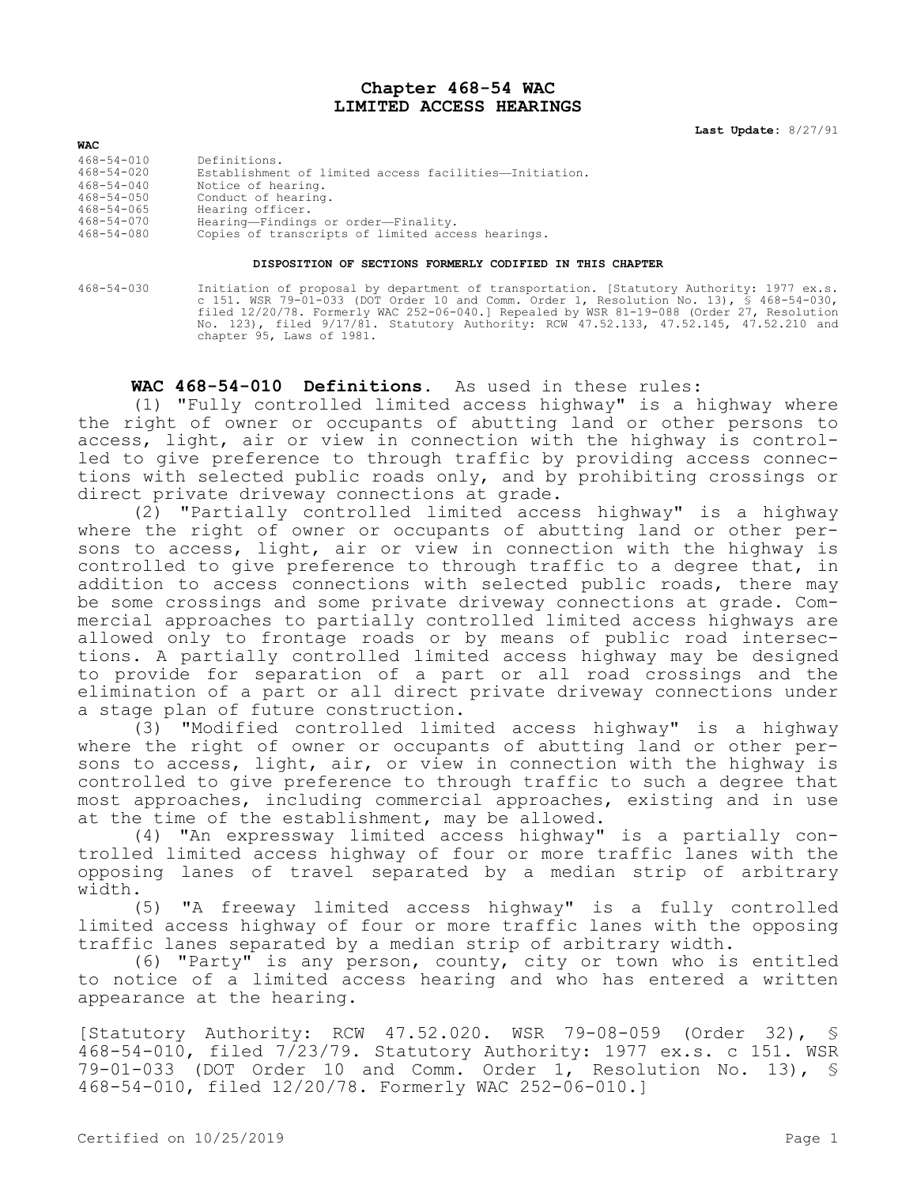# Chapter 468-54 WAC
# LIMITED ACCESS HEARINGS

**Last Update:** 8/27/91

**WAC**

| | |
|---|---|
| 468-54-010 | Definitions. |
| 468-54-020 | Establishment of limited access facilities—Initiation. |
| 468-54-040 | Notice of hearing. |
| 468-54-050 | Conduct of hearing. |
| 468-54-065 | Hearing officer. |
| 468-54-070 | Hearing—Findings or order—Finality. |
| 468-54-080 | Copies of transcripts of limited access hearings. |

**DISPOSITION OF SECTIONS FORMERLY CODIFIED IN THIS CHAPTER**

468-54-030 Initiation of proposal by department of transportation. [Statutory Authority: 1977 ex.s. c 151. WSR 79-01-033 (DOT Order 10 and Comm. Order 1, Resolution No. 13), § 468-54-030, filed 12/20/78. Formerly WAC 252-06-040.] Repealed by WSR 81-19-088 (Order 27, Resolution No. 123), filed 9/17/81. Statutory Authority: RCW 47.52.133, 47.52.145, 47.52.210 and chapter 95, Laws of 1981.

**WAC 468-54-010 Definitions.** As used in these rules:

(1) "Fully controlled limited access highway" is a highway where the right of owner or occupants of abutting land or other persons to access, light, air or view in connection with the highway is controlled to give preference to through traffic by providing access connections with selected public roads only, and by prohibiting crossings or direct private driveway connections at grade.

(2) "Partially controlled limited access highway" is a highway where the right of owner or occupants of abutting land or other persons to access, light, air or view in connection with the highway is controlled to give preference to through traffic to a degree that, in addition to access connections with selected public roads, there may be some crossings and some private driveway connections at grade. Commercial approaches to partially controlled limited access highways are allowed only to frontage roads or by means of public road intersections. A partially controlled limited access highway may be designed to provide for separation of a part or all road crossings and the elimination of a part or all direct private driveway connections under a stage plan of future construction.

(3) "Modified controlled limited access highway" is a highway where the right of owner or occupants of abutting land or other persons to access, light, air, or view in connection with the highway is controlled to give preference to through traffic to such a degree that most approaches, including commercial approaches, existing and in use at the time of the establishment, may be allowed.

(4) "An expressway limited access highway" is a partially controlled limited access highway of four or more traffic lanes with the opposing lanes of travel separated by a median strip of arbitrary width.

(5) "A freeway limited access highway" is a fully controlled limited access highway of four or more traffic lanes with the opposing traffic lanes separated by a median strip of arbitrary width.

(6) "Party" is any person, county, city or town who is entitled to notice of a limited access hearing and who has entered a written appearance at the hearing.

[Statutory Authority: RCW 47.52.020. WSR 79-08-059 (Order 32), § 468-54-010, filed 7/23/79. Statutory Authority: 1977 ex.s. c 151. WSR 79-01-033 (DOT Order 10 and Comm. Order 1, Resolution No. 13), § 468-54-010, filed 12/20/78. Formerly WAC 252-06-010.]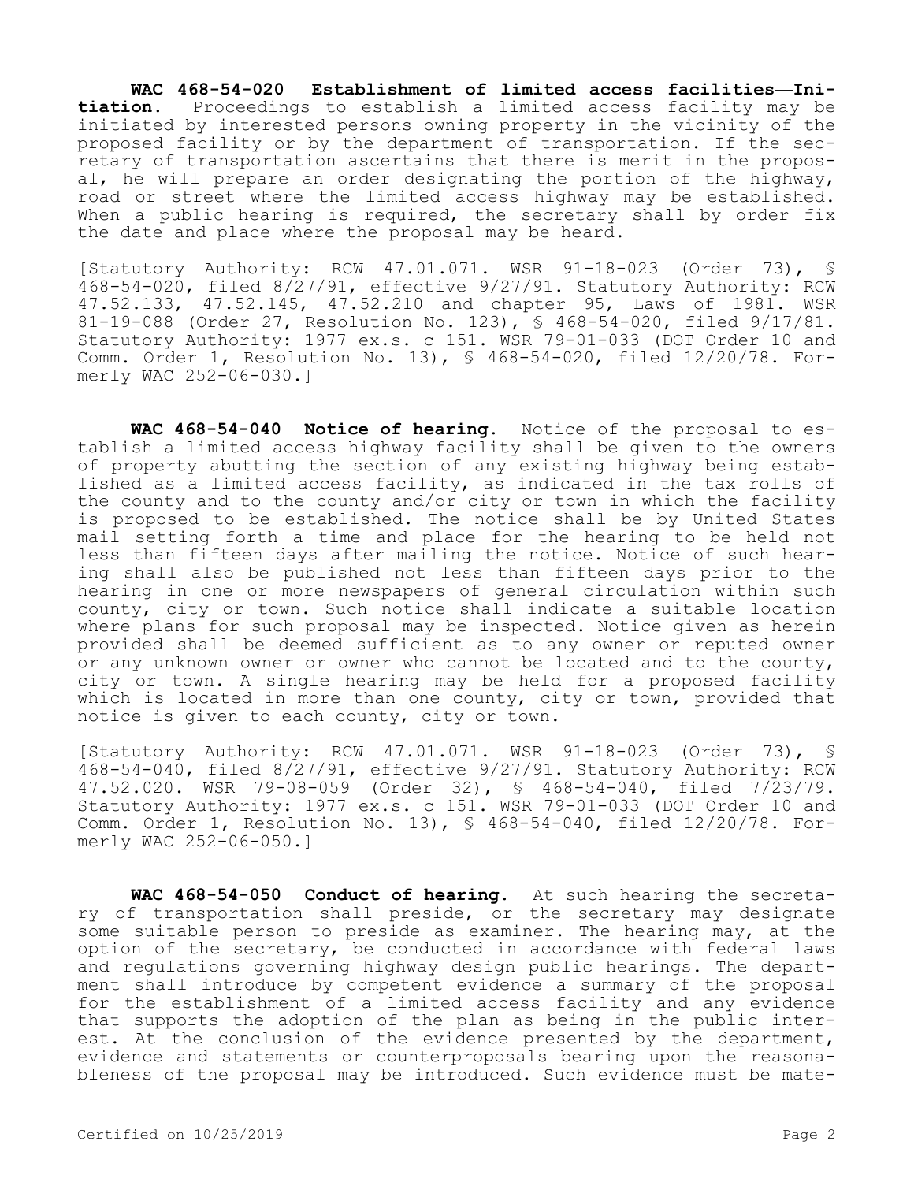**WAC 468-54-020 Establishment of limited access facilities—Initiation.** Proceedings to establish a limited access facility may be initiated by interested persons owning property in the vicinity of the proposed facility or by the department of transportation. If the secretary of transportation ascertains that there is merit in the proposal, he will prepare an order designating the portion of the highway, road or street where the limited access highway may be established. When a public hearing is required, the secretary shall by order fix the date and place where the proposal may be heard.

[Statutory Authority: RCW 47.01.071. WSR 91-18-023 (Order 73), § 468-54-020, filed 8/27/91, effective 9/27/91. Statutory Authority: RCW 47.52.133, 47.52.145, 47.52.210 and chapter 95, Laws of 1981. WSR 81-19-088 (Order 27, Resolution No. 123), § 468-54-020, filed 9/17/81. Statutory Authority: 1977 ex.s. c 151. WSR 79-01-033 (DOT Order 10 and Comm. Order 1, Resolution No. 13), § 468-54-020, filed 12/20/78. Formerly WAC 252-06-030.]

**WAC 468-54-040 Notice of hearing.** Notice of the proposal to establish a limited access highway facility shall be given to the owners of property abutting the section of any existing highway being established as a limited access facility, as indicated in the tax rolls of the county and to the county and/or city or town in which the facility is proposed to be established. The notice shall be by United States mail setting forth a time and place for the hearing to be held not less than fifteen days after mailing the notice. Notice of such hearing shall also be published not less than fifteen days prior to the hearing in one or more newspapers of general circulation within such county, city or town. Such notice shall indicate a suitable location where plans for such proposal may be inspected. Notice given as herein provided shall be deemed sufficient as to any owner or reputed owner or any unknown owner or owner who cannot be located and to the county, city or town. A single hearing may be held for a proposed facility which is located in more than one county, city or town, provided that notice is given to each county, city or town.

[Statutory Authority: RCW 47.01.071. WSR 91-18-023 (Order 73), § 468-54-040, filed 8/27/91, effective 9/27/91. Statutory Authority: RCW 47.52.020. WSR 79-08-059 (Order 32), § 468-54-040, filed 7/23/79. Statutory Authority: 1977 ex.s. c 151. WSR 79-01-033 (DOT Order 10 and Comm. Order 1, Resolution No. 13), § 468-54-040, filed 12/20/78. Formerly WAC 252-06-050.]

**WAC 468-54-050 Conduct of hearing.** At such hearing the secretary of transportation shall preside, or the secretary may designate some suitable person to preside as examiner. The hearing may, at the option of the secretary, be conducted in accordance with federal laws and regulations governing highway design public hearings. The department shall introduce by competent evidence a summary of the proposal for the establishment of a limited access facility and any evidence that supports the adoption of the plan as being in the public interest. At the conclusion of the evidence presented by the department, evidence and statements or counterproposals bearing upon the reasonableness of the proposal may be introduced. Such evidence must be mate-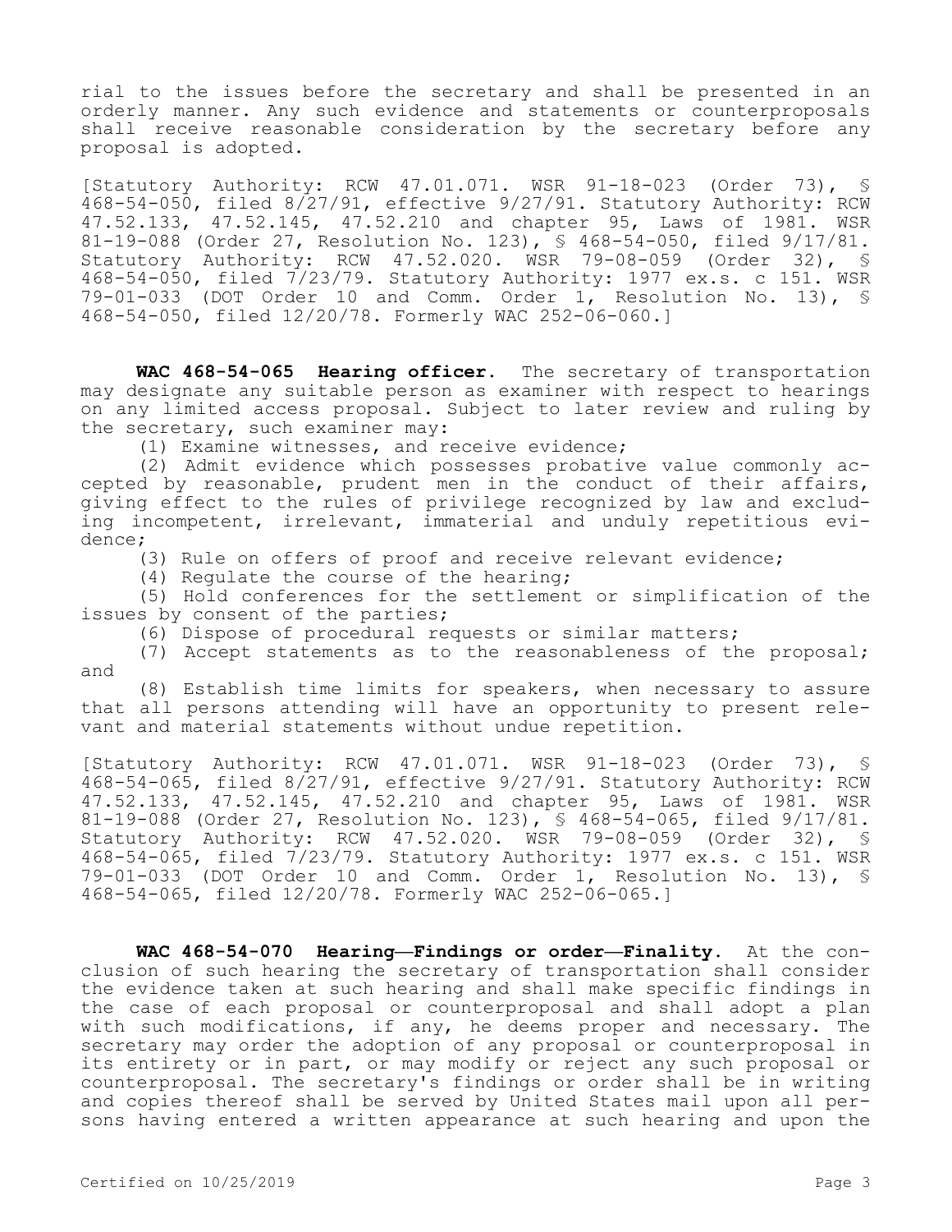rial to the issues before the secretary and shall be presented in an orderly manner. Any such evidence and statements or counterproposals shall receive reasonable consideration by the secretary before any proposal is adopted.

[Statutory Authority: RCW 47.01.071. WSR 91-18-023 (Order 73), § 468-54-050, filed 8/27/91, effective 9/27/91. Statutory Authority: RCW 47.52.133, 47.52.145, 47.52.210 and chapter 95, Laws of 1981. WSR 81-19-088 (Order 27, Resolution No. 123), § 468-54-050, filed 9/17/81. Statutory Authority: RCW 47.52.020. WSR 79-08-059 (Order 32), § 468-54-050, filed 7/23/79. Statutory Authority: 1977 ex.s. c 151. WSR 79-01-033 (DOT Order 10 and Comm. Order 1, Resolution No. 13), § 468-54-050, filed 12/20/78. Formerly WAC 252-06-060.]

**WAC 468-54-065 Hearing officer.** The secretary of transportation may designate any suitable person as examiner with respect to hearings on any limited access proposal. Subject to later review and ruling by the secretary, such examiner may:

(1) Examine witnesses, and receive evidence;

(2) Admit evidence which possesses probative value commonly accepted by reasonable, prudent men in the conduct of their affairs, giving effect to the rules of privilege recognized by law and excluding incompetent, irrelevant, immaterial and unduly repetitious evidence;

(3) Rule on offers of proof and receive relevant evidence;

(4) Regulate the course of the hearing;

(5) Hold conferences for the settlement or simplification of the issues by consent of the parties;

(6) Dispose of procedural requests or similar matters;

(7) Accept statements as to the reasonableness of the proposal; and

(8) Establish time limits for speakers, when necessary to assure that all persons attending will have an opportunity to present relevant and material statements without undue repetition.

[Statutory Authority: RCW 47.01.071. WSR 91-18-023 (Order 73), § 468-54-065, filed 8/27/91, effective 9/27/91. Statutory Authority: RCW 47.52.133, 47.52.145, 47.52.210 and chapter 95, Laws of 1981. WSR 81-19-088 (Order 27, Resolution No. 123), § 468-54-065, filed 9/17/81. Statutory Authority: RCW 47.52.020. WSR 79-08-059 (Order 32), § 468-54-065, filed 7/23/79. Statutory Authority: 1977 ex.s. c 151. WSR 79-01-033 (DOT Order 10 and Comm. Order 1, Resolution No. 13), § 468-54-065, filed 12/20/78. Formerly WAC 252-06-065.]

**WAC 468-54-070 Hearing—Findings or order—Finality.** At the conclusion of such hearing the secretary of transportation shall consider the evidence taken at such hearing and shall make specific findings in the case of each proposal or counterproposal and shall adopt a plan with such modifications, if any, he deems proper and necessary. The secretary may order the adoption of any proposal or counterproposal in its entirety or in part, or may modify or reject any such proposal or counterproposal. The secretary's findings or order shall be in writing and copies thereof shall be served by United States mail upon all persons having entered a written appearance at such hearing and upon the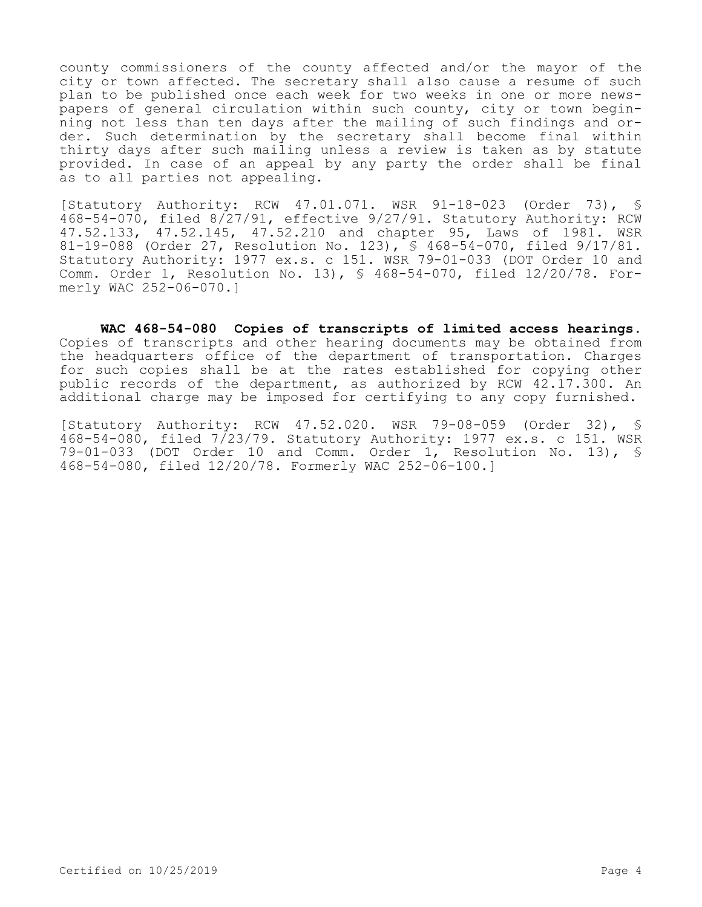county commissioners of the county affected and/or the mayor of the city or town affected. The secretary shall also cause a resume of such plan to be published once each week for two weeks in one or more newspapers of general circulation within such county, city or town beginning not less than ten days after the mailing of such findings and order. Such determination by the secretary shall become final within thirty days after such mailing unless a review is taken as by statute provided. In case of an appeal by any party the order shall be final as to all parties not appealing.

[Statutory Authority: RCW 47.01.071. WSR 91-18-023 (Order 73), § 468-54-070, filed 8/27/91, effective 9/27/91. Statutory Authority: RCW 47.52.133, 47.52.145, 47.52.210 and chapter 95, Laws of 1981. WSR 81-19-088 (Order 27, Resolution No. 123), § 468-54-070, filed 9/17/81. Statutory Authority: 1977 ex.s. c 151. WSR 79-01-033 (DOT Order 10 and Comm. Order 1, Resolution No. 13), § 468-54-070, filed 12/20/78. Formerly WAC 252-06-070.]

**WAC 468-54-080 Copies of transcripts of limited access hearings.** Copies of transcripts and other hearing documents may be obtained from the headquarters office of the department of transportation. Charges for such copies shall be at the rates established for copying other public records of the department, as authorized by RCW 42.17.300. An additional charge may be imposed for certifying to any copy furnished.

[Statutory Authority: RCW 47.52.020. WSR 79-08-059 (Order 32), § 468-54-080, filed 7/23/79. Statutory Authority: 1977 ex.s. c 151. WSR 79-01-033 (DOT Order 10 and Comm. Order 1, Resolution No. 13), § 468-54-080, filed 12/20/78. Formerly WAC 252-06-100.]